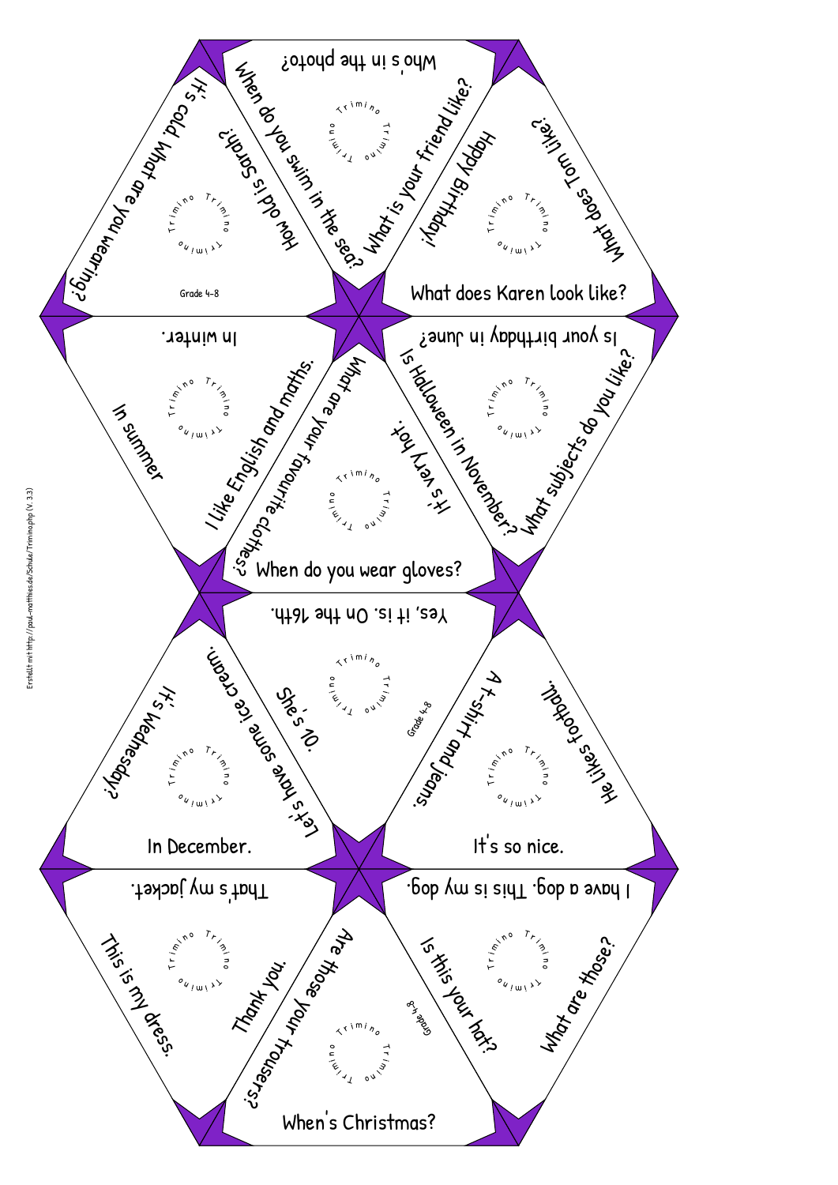Who's in the photo?

When do you swim in the sea?

What is your friend like?

Trimino

It's cold. What are you wearing?

How old is Sarah?

Trimino

Grade 4-8

Happy Birthday!

What does Tom like?

What does Karen look like?

Trimino

In winter.

In summer

I like English and maths.

Trimino

What are your favourite clothes?

It's very hot.

When do you wear gloves?

Trimino

Is your birthday in June?

Is Halloween in November?

What subjects do you like?

Trimino

Yes, it is. On the 16th.

She's 10.

A t-shirt and jeans.

Trimino

Grade 4-8

It's Wednesday?

Let's have some ice cream.

In December.

Trimino

He likes football.

It's so nice.

Trimino

That's my jacket.

This is my dress.

Thank you.

Trimino

Are those your trousers?

Is this your hat?

When's Christmas?

Trimino

Grade 4-8

I have a dog. This is my dog.

What are those?

Trimino

Erstellt mit http://paul-matthies.de/Schule/Trimino.php (V. 3.3)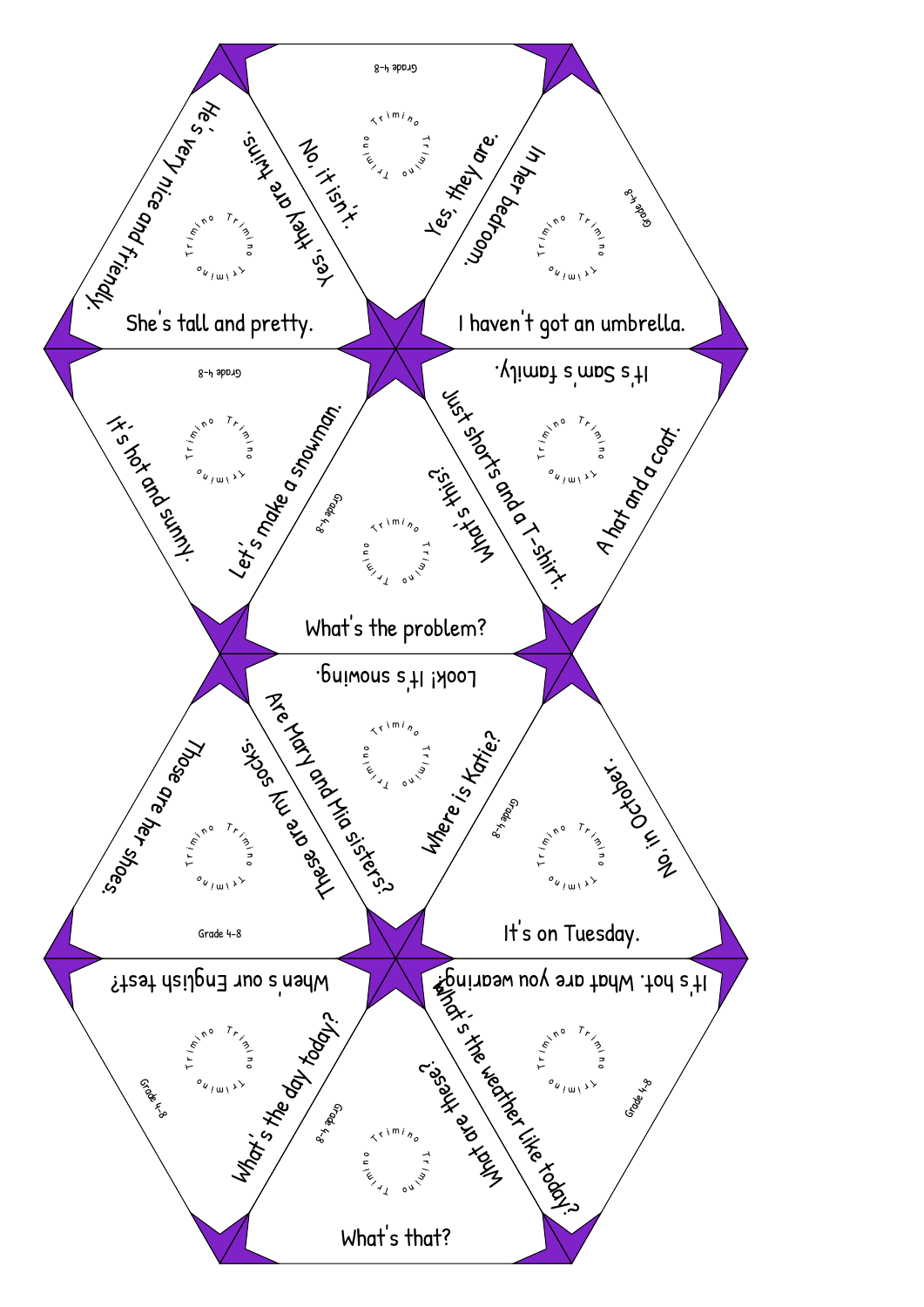Grade 4-8

No, it isn't.

Yes, they are.

He's very nice and friendly.

Yes, they are twins.

She's tall and pretty.

In her bedroom.

Grade 4-8

I haven't got an umbrella.

Grade 4-8

It's hot and sunny.

Let's make a snowman.

It's Sam's family.

Just shorts and a T-shirt.

A hat and a coat.

Grade 4-8

What's this?

What's the problem?

Look! It's snowing.

Are Mary and Mia sisters?

Where is Katie?

Those are her shoes.

These are my socks.

Grade 4-8

No, in October.

It's on Tuesday.

Grade 4-8

When's our English test?

What's the day today?

Grade 4-8

It's hot. What are you wearing?

What's the weather like today?

Grade 4-8

Grade 4-8

What are these?

What's that?